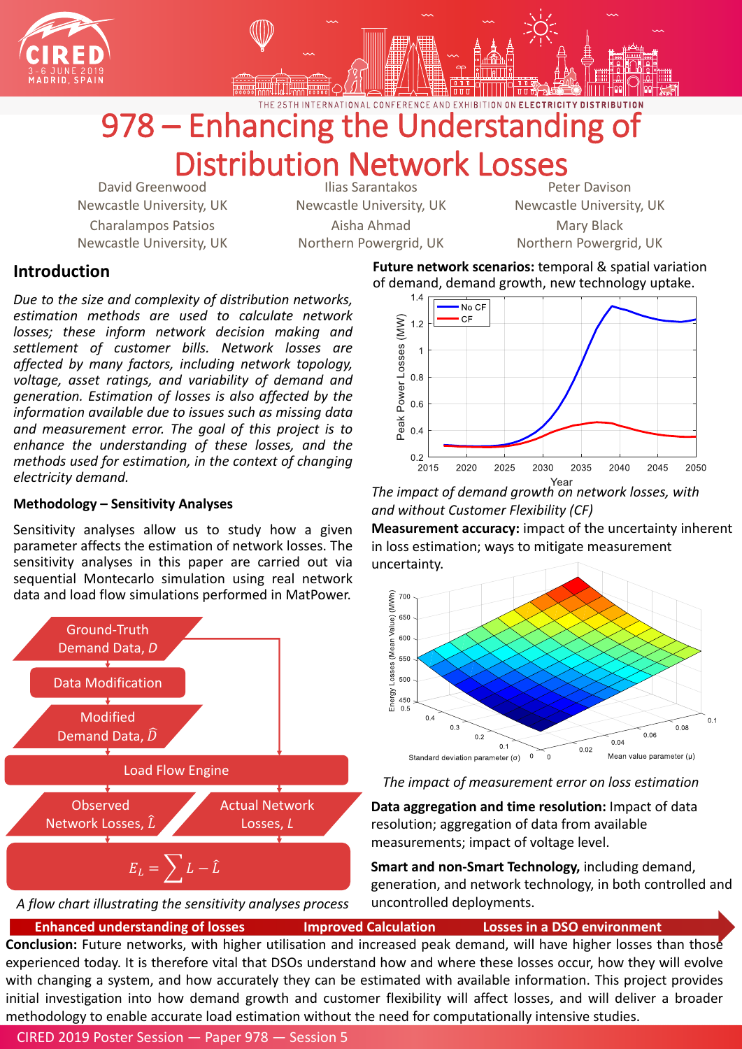THE 25TH INTERNATIONAL CONFERENCE AND EXHIBITION ON ELECTRICITY DISTRIBUTION

# 978 – Enhancing the Understanding of Distribution Network Losses

David Greenwood, Newcastle University, UK
Ilias Sarantakos, Newcastle University, UK
Peter Davison, Newcastle University, UK
Charalampos Patsios, Newcastle University, UK
Aisha Ahmad, Northern Powergrid, UK
Mary Black, Northern Powergrid, UK

## Introduction

*Due to the size and complexity of distribution networks, estimation methods are used to calculate network losses; these inform network decision making and settlement of customer bills. Network losses are affected by many factors, including network topology, voltage, asset ratings, and variability of demand and generation. Estimation of losses is also affected by the information available due to issues such as missing data and measurement error. The goal of this project is to enhance the understanding of these losses, and the methods used for estimation, in the context of changing electricity demand.*

### Methodology – Sensitivity Analyses

Sensitivity analyses allow us to study how a given parameter affects the estimation of network losses. The sensitivity analyses in this paper are carried out via sequential Montecarlo simulation using real network data and load flow simulations performed in MatPower.

Ground-Truth Demand Data, $D$ → Data Modification → Modified Demand Data, $\hat{D}$ → Load Flow Engine → Observed Network Losses, $\hat{L}$ / Actual Network Losses, $L$

$$E_L = \sum L - \hat{L}$$

*A flow chart illustrating the sensitivity analyses process*

**Future network scenarios:** temporal & spatial variation of demand, demand growth, new technology uptake.

*The impact of demand growth on network losses, with and without Customer Flexibility (CF)*

**Measurement accuracy:** impact of the uncertainty inherent in loss estimation; ways to mitigate measurement uncertainty.

*The impact of measurement error on loss estimation*

**Data aggregation and time resolution:** Impact of data resolution; aggregation of data from available measurements; impact of voltage level.

**Smart and non-Smart Technology,** including demand, generation, and network technology, in both controlled and uncontrolled deployments.

**Enhanced understanding of losses** | **Improved Calculation** | **Losses in a DSO environment**

**Conclusion:** Future networks, with higher utilisation and increased peak demand, will have higher losses than those experienced today. It is therefore vital that DSOs understand how and where these losses occur, how they will evolve with changing a system, and how accurately they can be estimated with available information. This project provides initial investigation into how demand growth and customer flexibility will affect losses, and will deliver a broader methodology to enable accurate load estimation without the need for computationally intensive studies.

CIRED 2019 Poster Session — Paper 978 — Session 5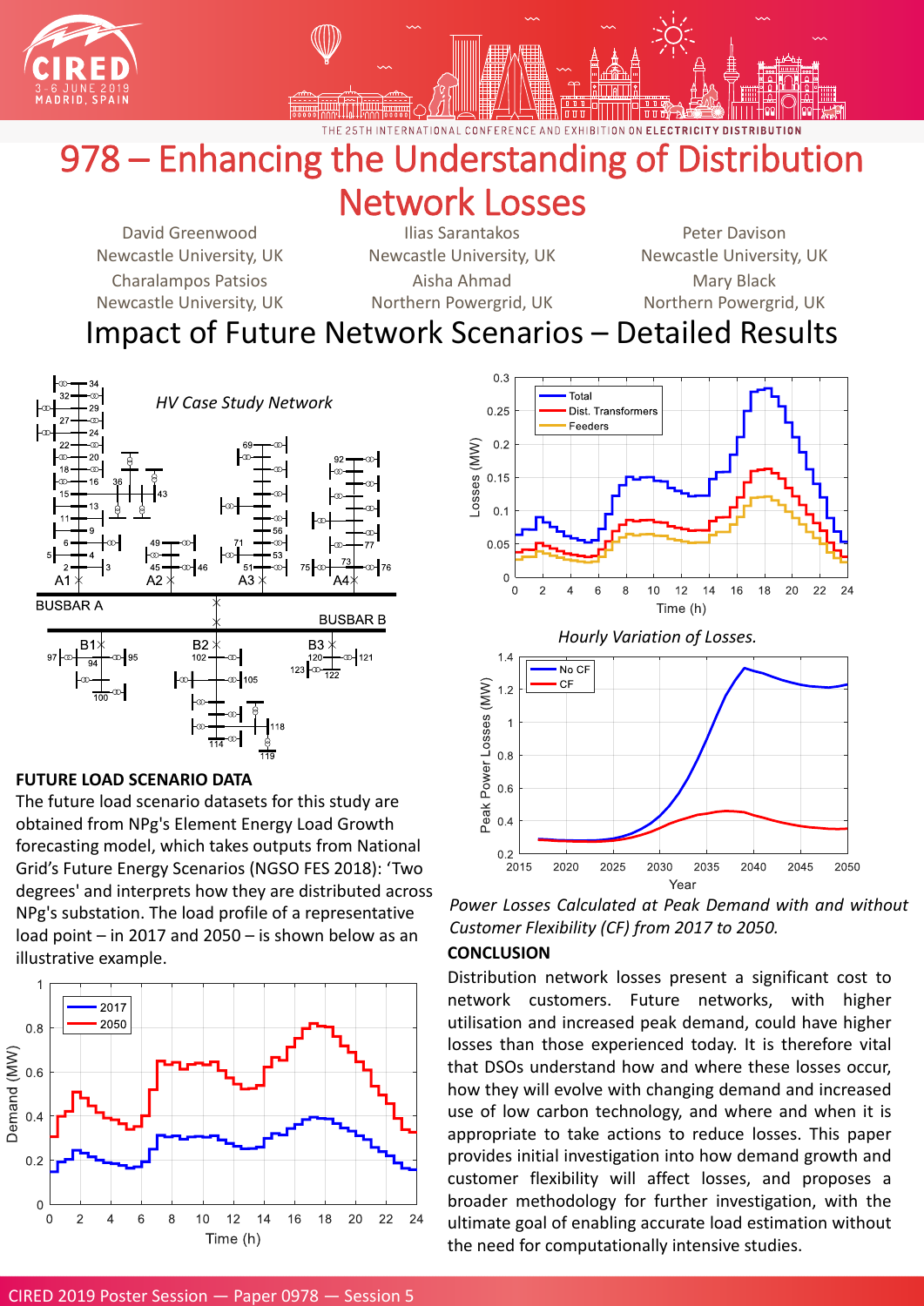# 978 – Enhancing the Understanding of Distribution Network Losses

David Greenwood
Newcastle University, UK

Ilias Sarantakos
Newcastle University, UK

Peter Davison
Newcastle University, UK

Charalampos Patsios
Newcastle University, UK

Aisha Ahmad
Northern Powergrid, UK

Mary Black
Northern Powergrid, UK

## Impact of Future Network Scenarios – Detailed Results

*HV Case Study Network*

*Hourly Variation of Losses.*

*Power Losses Calculated at Peak Demand with and without Customer Flexibility (CF) from 2017 to 2050.*

### FUTURE LOAD SCENARIO DATA

The future load scenario datasets for this study are obtained from NPg's Element Energy Load Growth forecasting model, which takes outputs from National Grid's Future Energy Scenarios (NGSO FES 2018): 'Two degrees' and interprets how they are distributed across NPg's substation. The load profile of a representative load point – in 2017 and 2050 – is shown below as an illustrative example.

### CONCLUSION

Distribution network losses present a significant cost to network customers. Future networks, with higher utilisation and increased peak demand, could have higher losses than those experienced today. It is therefore vital that DSOs understand how and where these losses occur, how they will evolve with changing demand and increased use of low carbon technology, and where and when it is appropriate to take actions to reduce losses. This paper provides initial investigation into how demand growth and customer flexibility will affect losses, and proposes a broader methodology for further investigation, with the ultimate goal of enabling accurate load estimation without the need for computationally intensive studies.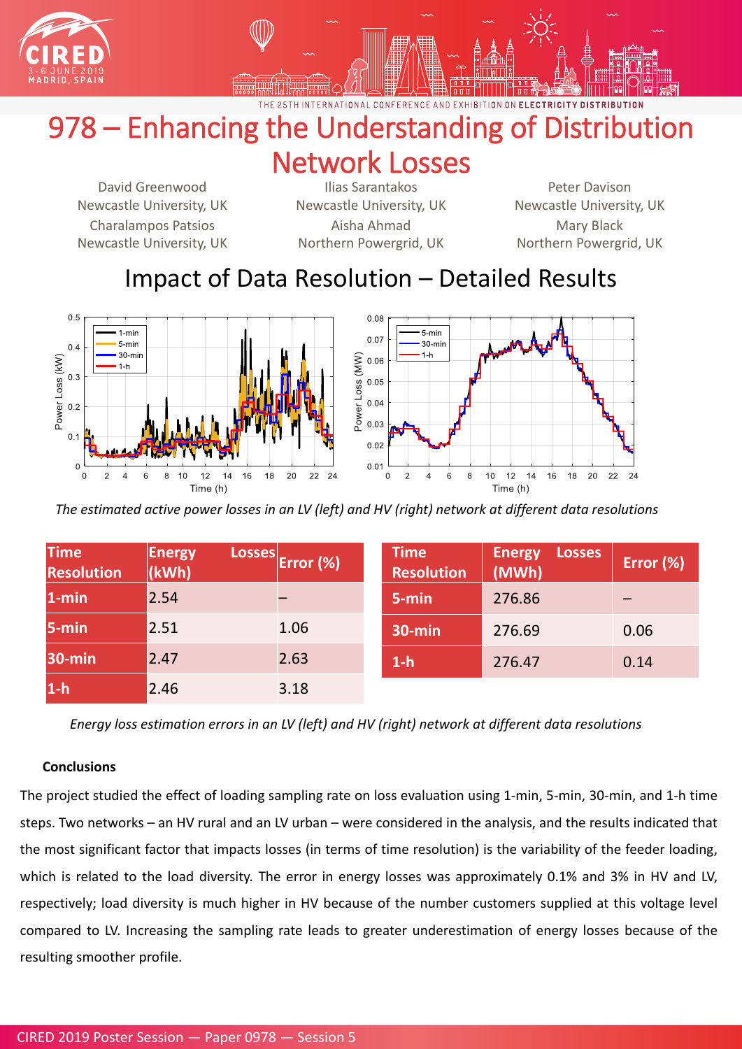# 978 – Enhancing the Understanding of Distribution Network Losses

David Greenwood
Newcastle University, UK

Ilias Sarantakos
Newcastle University, UK

Peter Davison
Newcastle University, UK

Charalampos Patsios
Newcastle University, UK

Aisha Ahmad
Northern Powergrid, UK

Mary Black
Northern Powergrid, UK

## Impact of Data Resolution – Detailed Results

*The estimated active power losses in an LV (left) and HV (right) network at different data resolutions*

| Time Resolution | Energy Losses (kWh) | Error (%) |
|---|---|---|
| 1-min | 2.54 | – |
| 5-min | 2.51 | 1.06 |
| 30-min | 2.47 | 2.63 |
| 1-h | 2.46 | 3.18 |

| Time Resolution | Energy Losses (MWh) | Error (%) |
|---|---|---|
| 5-min | 276.86 | – |
| 30-min | 276.69 | 0.06 |
| 1-h | 276.47 | 0.14 |

*Energy loss estimation errors in an LV (left) and HV (right) network at different data resolutions*

**Conclusions**

The project studied the effect of loading sampling rate on loss evaluation using 1-min, 5-min, 30-min, and 1-h time steps. Two networks – an HV rural and an LV urban – were considered in the analysis, and the results indicated that the most significant factor that impacts losses (in terms of time resolution) is the variability of the feeder loading, which is related to the load diversity. The error in energy losses was approximately 0.1% and 3% in HV and LV, respectively; load diversity is much higher in HV because of the number customers supplied at this voltage level compared to LV. Increasing the sampling rate leads to greater underestimation of energy losses because of the resulting smoother profile.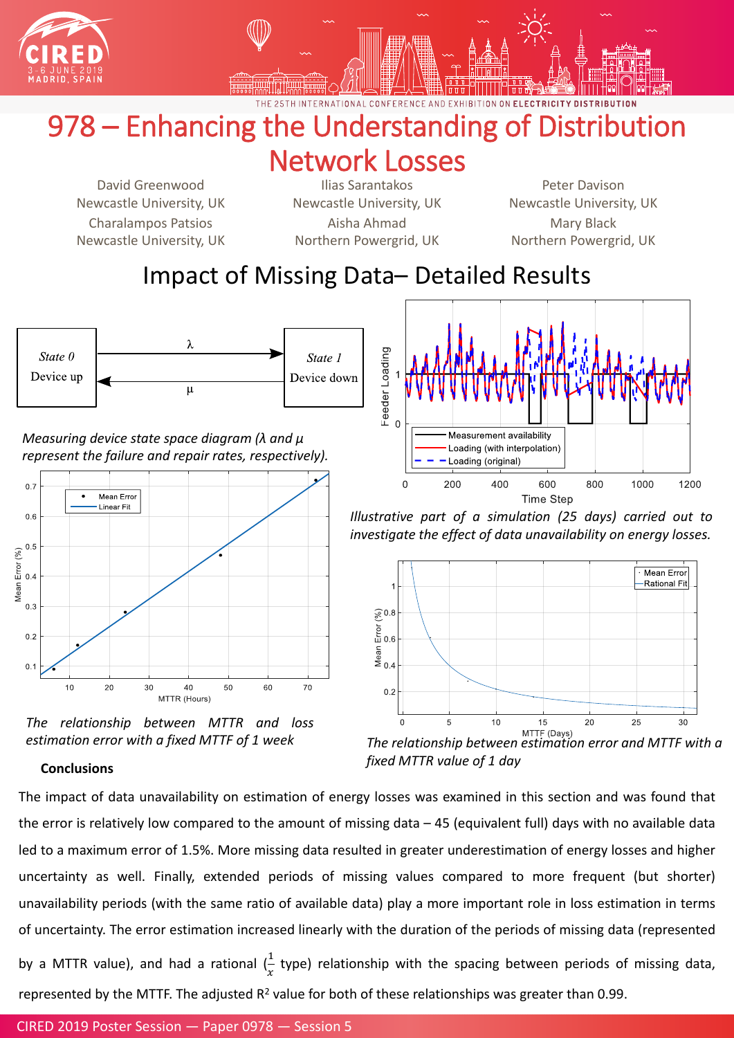# 978 – Enhancing the Understanding of Distribution Network Losses

David Greenwood
Newcastle University, UK

Ilias Sarantakos
Newcastle University, UK

Peter Davison
Newcastle University, UK

Charalampos Patsios
Newcastle University, UK

Aisha Ahmad
Northern Powergrid, UK

Mary Black
Northern Powergrid, UK

## Impact of Missing Data– Detailed Results

*Measuring device state space diagram (λ and μ represent the failure and repair rates, respectively).*

*Illustrative part of a simulation (25 days) carried out to investigate the effect of data unavailability on energy losses.*

*The relationship between MTTR and loss estimation error with a fixed MTTF of 1 week*

*The relationship between estimation error and MTTF with a fixed MTTR value of 1 day*

### Conclusions

The impact of data unavailability on estimation of energy losses was examined in this section and was found that the error is relatively low compared to the amount of missing data – 45 (equivalent full) days with no available data led to a maximum error of 1.5%. More missing data resulted in greater underestimation of energy losses and higher uncertainty as well. Finally, extended periods of missing values compared to more frequent (but shorter) unavailability periods (with the same ratio of available data) play a more important role in loss estimation in terms of uncertainty. The error estimation increased linearly with the duration of the periods of missing data (represented by a MTTR value), and had a rational ($\frac{1}{x}$ type) relationship with the spacing between periods of missing data, represented by the MTTF. The adjusted $R^2$ value for both of these relationships was greater than 0.99.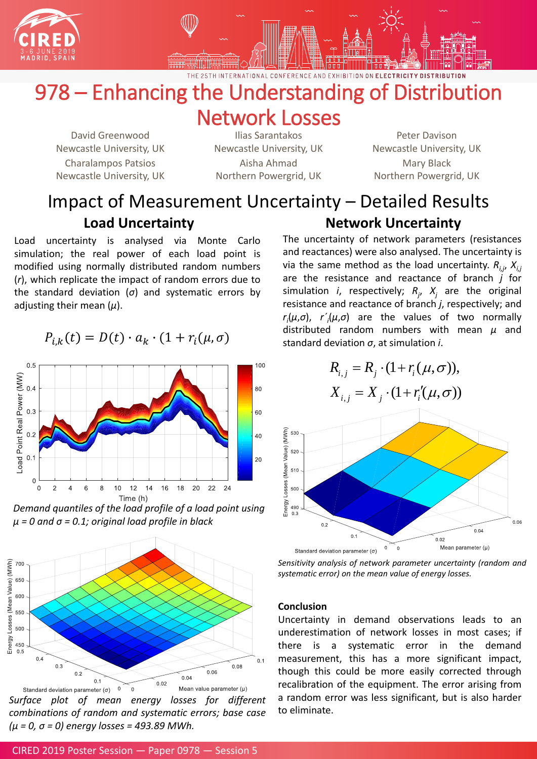# 978 – Enhancing the Understanding of Distribution Network Losses

David Greenwood
Newcastle University, UK

Charalampos Patsios
Newcastle University, UK

Ilias Sarantakos
Newcastle University, UK

Aisha Ahmad
Northern Powergrid, UK

Peter Davison
Newcastle University, UK

Mary Black
Northern Powergrid, UK

## Impact of Measurement Uncertainty – Detailed Results

### Load Uncertainty

Load uncertainty is analysed via Monte Carlo simulation; the real power of each load point is modified using normally distributed random numbers ($r$), which replicate the impact of random errors due to the standard deviation ($\sigma$) and systematic errors by adjusting their mean ($\mu$).

$$P_{i,k}(t) = D(t) \cdot a_k \cdot (1 + r_i(\mu, \sigma)$$

Load Point Real Power (MW)
0 0.1 0.2 0.3 0.4 0.5
Time (h)
0 2 4 6 8 10 12 14 16 18 20 22 24
20 40 60 80 100

*Demand quantiles of the load profile of a load point using $\mu = 0$ and $\sigma = 0.1$; original load profile in black*

Energy Losses (Mean Value) (MWh)
450 500 550 600 650 700
Standard deviation parameter (σ)
0 0.1 0.2 0.3 0.4 0.5
Mean value parameter (μ)
0 0.02 0.04 0.06 0.08 0.1

*Surface plot of mean energy losses for different combinations of random and systematic errors; base case ($\mu = 0$, $\sigma = 0$) energy losses = 493.89 MWh.*

### Network Uncertainty

The uncertainty of network parameters (resistances and reactances) were also analysed. The uncertainty is via the same method as the load uncertainty. $R_{i,j}$, $X_{i,j}$ are the resistance and reactance of branch $j$ for simulation $i$, respectively; $R_j$, $X_j$ are the original resistance and reactance of branch $j$, respectively; and $r_i(\mu,\sigma)$, $r'_i(\mu,\sigma)$ are the values of two normally distributed random numbers with mean $\mu$ and standard deviation $\sigma$, at simulation $i$.

$$R_{i,j} = R_j \cdot (1 + r_i(\mu, \sigma)),$$
$$X_{i,j} = X_j \cdot (1 + r'_i(\mu, \sigma))$$

Energy Losses (Mean Value) (MWh)
490 500 510 520 530
Standard deviation parameter (σ)
0 0.1 0.2 0.3
Mean parameter (μ)
0 0.02 0.04 0.06

*Sensitivity analysis of network parameter uncertainty (random and systematic error) on the mean value of energy losses.*

#### Conclusion

Uncertainty in demand observations leads to an underestimation of network losses in most cases; if there is a systematic error in the demand measurement, this has a more significant impact, though this could be more easily corrected through recalibration of the equipment. The error arising from a random error was less significant, but is also harder to eliminate.